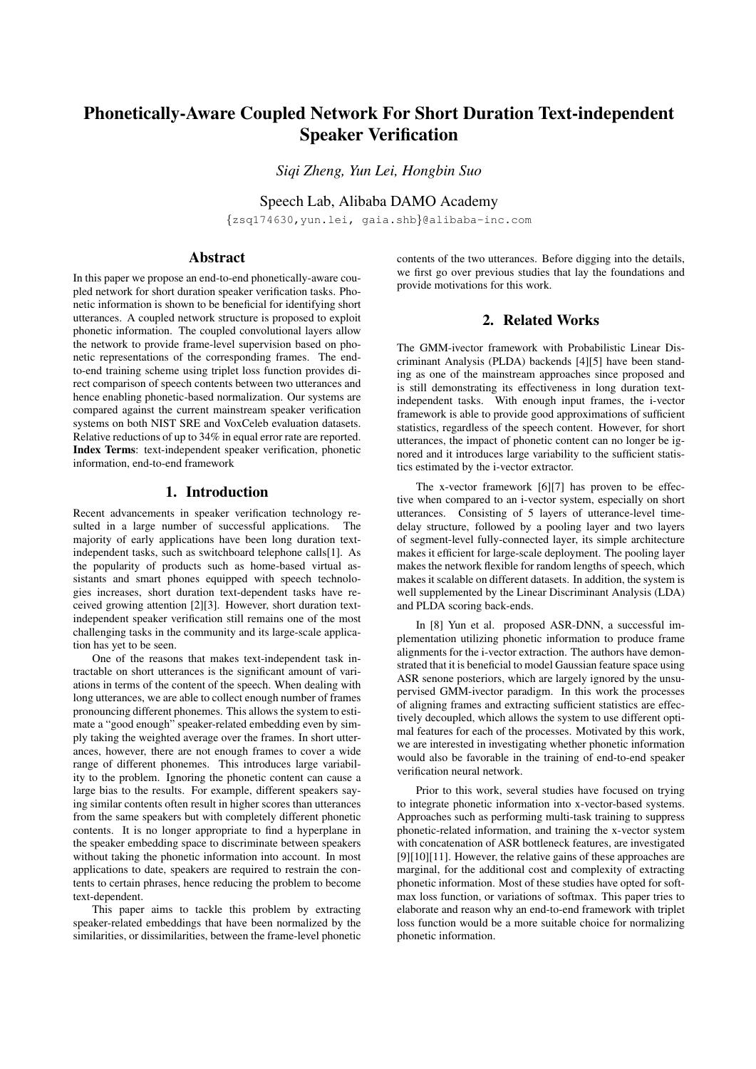# Phonetically-Aware Coupled Network For Short Duration Text-independent Speaker Verification

*Siqi Zheng, Yun Lei, Hongbin Suo*

Speech Lab, Alibaba DAMO Academy

{zsq174630,yun.lei, gaia.shb}@alibaba-inc.com

## Abstract

In this paper we propose an end-to-end phonetically-aware coupled network for short duration speaker verification tasks. Phonetic information is shown to be beneficial for identifying short utterances. A coupled network structure is proposed to exploit phonetic information. The coupled convolutional layers allow the network to provide frame-level supervision based on phonetic representations of the corresponding frames. The end-to-end training scheme using triplet loss function provides direct comparison of speech contents between two utterances and hence enabling phonetic-based normalization. Our systems are compared against the current mainstream speaker verification systems on both NIST SRE and VoxCeleb evaluation datasets. Relative reductions of up to 34% in equal error rate are reported.

**Index Terms**: text-independent speaker verification, phonetic information, end-to-end framework

## 1. Introduction

Recent advancements in speaker verification technology resulted in a large number of successful applications. The majority of early applications have been long duration text-independent tasks, such as switchboard telephone calls[1]. As the popularity of products such as home-based virtual assistants and smart phones equipped with speech technologies increases, short duration text-dependent tasks have received growing attention [2][3]. However, short duration text-independent speaker verification still remains one of the most challenging tasks in the community and its large-scale application has yet to be seen.

One of the reasons that makes text-independent task intractable on short utterances is the significant amount of variations in terms of the content of the speech. When dealing with long utterances, we are able to collect enough number of frames pronouncing different phonemes. This allows the system to estimate a "good enough" speaker-related embedding even by simply taking the weighted average over the frames. In short utterances, however, there are not enough frames to cover a wide range of different phonemes. This introduces large variability to the problem. Ignoring the phonetic content can cause a large bias to the results. For example, different speakers saying similar contents often result in higher scores than utterances from the same speakers but with completely different phonetic contents. It is no longer appropriate to find a hyperplane in the speaker embedding space to discriminate between speakers without taking the phonetic information into account. In most applications to date, speakers are required to restrain the contents to certain phrases, hence reducing the problem to become text-dependent.

This paper aims to tackle this problem by extracting speaker-related embeddings that have been normalized by the similarities, or dissimilarities, between the frame-level phonetic contents of the two utterances. Before digging into the details, we first go over previous studies that lay the foundations and provide motivations for this work.

## 2. Related Works

The GMM-ivector framework with Probabilistic Linear Discriminant Analysis (PLDA) backends [4][5] have been standing as one of the mainstream approaches since proposed and is still demonstrating its effectiveness in long duration text-independent tasks. With enough input frames, the i-vector framework is able to provide good approximations of sufficient statistics, regardless of the speech content. However, for short utterances, the impact of phonetic content can no longer be ignored and it introduces large variability to the sufficient statistics estimated by the i-vector extractor.

The x-vector framework [6][7] has proven to be effective when compared to an i-vector system, especially on short utterances. Consisting of 5 layers of utterance-level time-delay structure, followed by a pooling layer and two layers of segment-level fully-connected layer, its simple architecture makes it efficient for large-scale deployment. The pooling layer makes the network flexible for random lengths of speech, which makes it scalable on different datasets. In addition, the system is well supplemented by the Linear Discriminant Analysis (LDA) and PLDA scoring back-ends.

In [8] Yun et al. proposed ASR-DNN, a successful implementation utilizing phonetic information to produce frame alignments for the i-vector extraction. The authors have demonstrated that it is beneficial to model Gaussian feature space using ASR senone posteriors, which are largely ignored by the unsupervised GMM-ivector paradigm. In this work the processes of aligning frames and extracting sufficient statistics are effectively decoupled, which allows the system to use different optimal features for each of the processes. Motivated by this work, we are interested in investigating whether phonetic information would also be favorable in the training of end-to-end speaker verification neural network.

Prior to this work, several studies have focused on trying to integrate phonetic information into x-vector-based systems. Approaches such as performing multi-task training to suppress phonetic-related information, and training the x-vector system with concatenation of ASR bottleneck features, are investigated [9][10][11]. However, the relative gains of these approaches are marginal, for the additional cost and complexity of extracting phonetic information. Most of these studies have opted for softmax loss function, or variations of softmax. This paper tries to elaborate and reason why an end-to-end framework with triplet loss function would be a more suitable choice for normalizing phonetic information.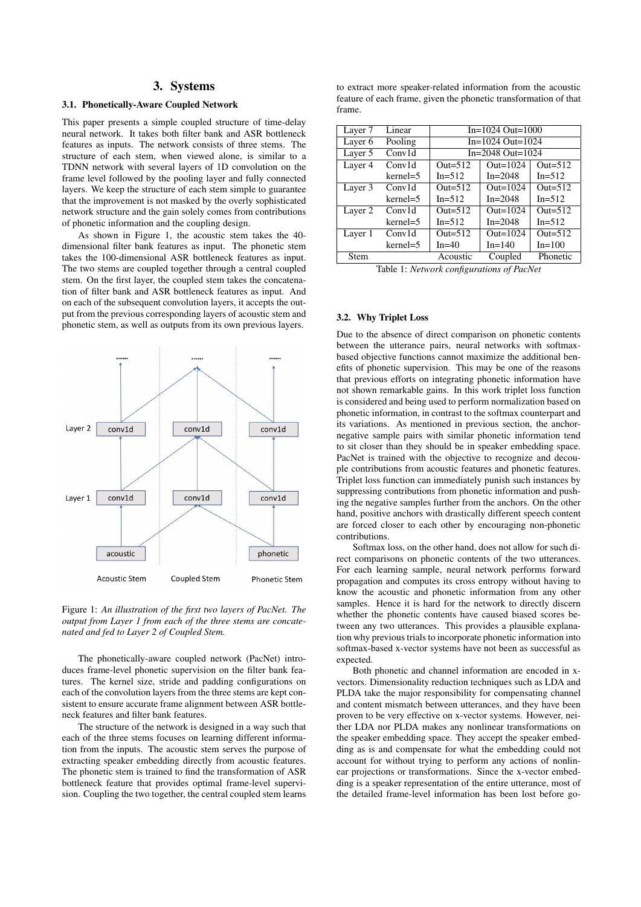## 3. Systems

### 3.1. Phonetically-Aware Coupled Network

This paper presents a simple coupled structure of time-delay neural network. It takes both filter bank and ASR bottleneck features as inputs. The network consists of three stems. The structure of each stem, when viewed alone, is similar to a TDNN network with several layers of 1D convolution on the frame level followed by the pooling layer and fully connected layers. We keep the structure of each stem simple to guarantee that the improvement is not masked by the overly sophisticated network structure and the gain solely comes from contributions of phonetic information and the coupling design.

As shown in Figure 1, the acoustic stem takes the 40-dimensional filter bank features as input. The phonetic stem takes the 100-dimensional ASR bottleneck features as input. The two stems are coupled together through a central coupled stem. On the first layer, the coupled stem takes the concatenation of filter bank and ASR bottleneck features as input. And on each of the subsequent convolution layers, it accepts the output from the previous corresponding layers of acoustic stem and phonetic stem, as well as outputs from its own previous layers.

Figure 1: *An illustration of the first two layers of PacNet. The output from Layer 1 from each of the three stems are concatenated and fed to Layer 2 of Coupled Stem.*

The phonetically-aware coupled network (PacNet) introduces frame-level phonetic supervision on the filter bank features. The kernel size, stride and padding configurations on each of the convolution layers from the three stems are kept consistent to ensure accurate frame alignment between ASR bottleneck features and filter bank features.

The structure of the network is designed in a way such that each of the three stems focuses on learning different information from the inputs. The acoustic stem serves the purpose of extracting speaker embedding directly from acoustic features. The phonetic stem is trained to find the transformation of ASR bottleneck feature that provides optimal frame-level supervision. Coupling the two together, the central coupled stem learns to extract more speaker-related information from the acoustic feature of each frame, given the phonetic transformation of that frame.

| | | | | |
|---|---|---|---|---|
| Layer 7 | Linear | In=1024 Out=1000 | | |
| Layer 6 | Pooling | In=1024 Out=1024 | | |
| Layer 5 | Conv1d | In=2048 Out=1024 | | |
| Layer 4 | Conv1d kernel=5 | Out=512 In=512 | Out=1024 In=2048 | Out=512 In=512 |
| Layer 3 | Conv1d kernel=5 | Out=512 In=512 | Out=1024 In=2048 | Out=512 In=512 |
| Layer 2 | Conv1d kernel=5 | Out=512 In=512 | Out=1024 In=2048 | Out=512 In=512 |
| Layer 1 | Conv1d kernel=5 | Out=512 In=40 | Out=1024 In=140 | Out=512 In=100 |
| Stem | | Acoustic | Coupled | Phonetic |

Table 1: *Network configurations of PacNet*

### 3.2. Why Triplet Loss

Due to the absence of direct comparison on phonetic contents between the utterance pairs, neural networks with softmax-based objective functions cannot maximize the additional benefits of phonetic supervision. This may be one of the reasons that previous efforts on integrating phonetic information have not shown remarkable gains. In this work triplet loss function is considered and being used to perform normalization based on phonetic information, in contrast to the softmax counterpart and its variations. As mentioned in previous section, the anchor-negative sample pairs with similar phonetic information tend to sit closer than they should be in speaker embedding space. PacNet is trained with the objective to recognize and decouple contributions from acoustic features and phonetic features. Triplet loss function can immediately punish such instances by suppressing contributions from phonetic information and pushing the negative samples further from the anchors. On the other hand, positive anchors with drastically different speech content are forced closer to each other by encouraging non-phonetic contributions.

Softmax loss, on the other hand, does not allow for such direct comparisons on phonetic contents of the two utterances. For each learning sample, neural network performs forward propagation and computes its cross entropy without having to know the acoustic and phonetic information from any other samples. Hence it is hard for the network to directly discern whether the phonetic contents have caused biased scores between any two utterances. This provides a plausible explanation why previous trials to incorporate phonetic information into softmax-based x-vector systems have not been as successful as expected.

Both phonetic and channel information are encoded in x-vectors. Dimensionality reduction techniques such as LDA and PLDA take the major responsibility for compensating channel and content mismatch between utterances, and they have been proven to be very effective on x-vector systems. However, neither LDA nor PLDA makes any nonlinear transformations on the speaker embedding space. They accept the speaker embedding as is and compensate for what the embedding could not account for without trying to perform any actions of nonlinear projections or transformations. Since the x-vector embedding is a speaker representation of the entire utterance, most of the detailed frame-level information has been lost before go-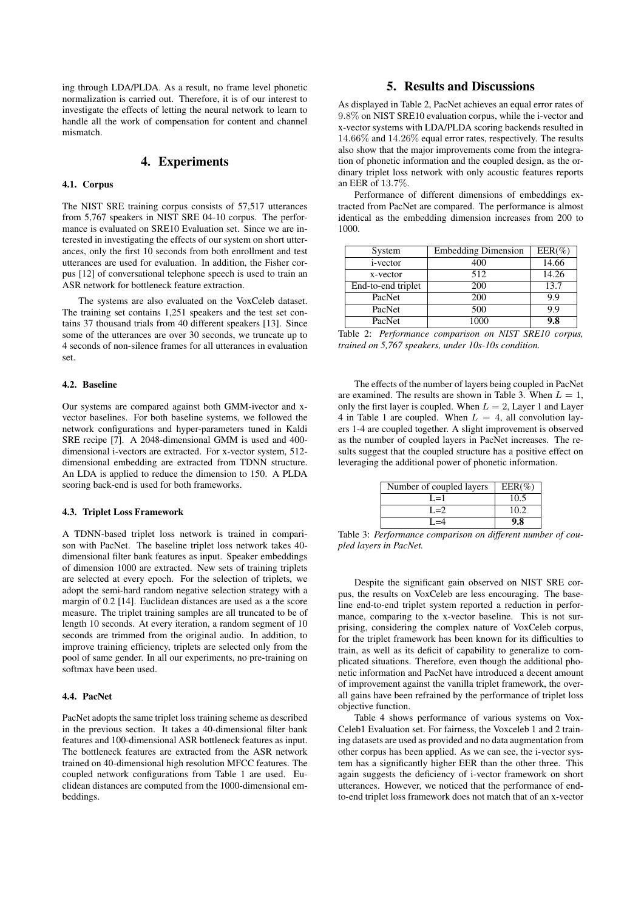ing through LDA/PLDA. As a result, no frame level phonetic normalization is carried out. Therefore, it is of our interest to investigate the effects of letting the neural network to learn to handle all the work of compensation for content and channel mismatch.

## 4. Experiments

### 4.1. Corpus

The NIST SRE training corpus consists of 57,517 utterances from 5,767 speakers in NIST SRE 04-10 corpus. The performance is evaluated on SRE10 Evaluation set. Since we are interested in investigating the effects of our system on short utterances, only the first 10 seconds from both enrollment and test utterances are used for evaluation. In addition, the Fisher corpus [12] of conversational telephone speech is used to train an ASR network for bottleneck feature extraction.

The systems are also evaluated on the VoxCeleb dataset. The training set contains 1,251 speakers and the test set contains 37 thousand trials from 40 different speakers [13]. Since some of the utterances are over 30 seconds, we truncate up to 4 seconds of non-silence frames for all utterances in evaluation set.

### 4.2. Baseline

Our systems are compared against both GMM-ivector and x-vector baselines. For both baseline systems, we followed the network configurations and hyper-parameters tuned in Kaldi SRE recipe [7]. A 2048-dimensional GMM is used and 400-dimensional i-vectors are extracted. For x-vector system, 512-dimensional embedding are extracted from TDNN structure. An LDA is applied to reduce the dimension to 150. A PLDA scoring back-end is used for both frameworks.

### 4.3. Triplet Loss Framework

A TDNN-based triplet loss network is trained in comparison with PacNet. The baseline triplet loss network takes 40-dimensional filter bank features as input. Speaker embeddings of dimension 1000 are extracted. New sets of training triplets are selected at every epoch. For the selection of triplets, we adopt the semi-hard random negative selection strategy with a margin of 0.2 [14]. Euclidean distances are used as a the score measure. The triplet training samples are all truncated to be of length 10 seconds. At every iteration, a random segment of 10 seconds are trimmed from the original audio. In addition, to improve training efficiency, triplets are selected only from the pool of same gender. In all our experiments, no pre-training on softmax have been used.

### 4.4. PacNet

PacNet adopts the same triplet loss training scheme as described in the previous section. It takes a 40-dimensional filter bank features and 100-dimensional ASR bottleneck features as input. The bottleneck features are extracted from the ASR network trained on 40-dimensional high resolution MFCC features. The coupled network configurations from Table 1 are used. Euclidean distances are computed from the 1000-dimensional embeddings.

## 5. Results and Discussions

As displayed in Table 2, PacNet achieves an equal error rates of $9.8\%$ on NIST SRE10 evaluation corpus, while the i-vector and x-vector systems with LDA/PLDA scoring backends resulted in $14.66\%$ and $14.26\%$ equal error rates, respectively. The results also show that the major improvements come from the integration of phonetic information and the coupled design, as the ordinary triplet loss network with only acoustic features reports an EER of $13.7\%$.

Performance of different dimensions of embeddings extracted from PacNet are compared. The performance is almost identical as the embedding dimension increases from 200 to 1000.

| System | Embedding Dimension | EER(%) |
| --- | --- | --- |
| i-vector | 400 | 14.66 |
| x-vector | 512 | 14.26 |
| End-to-end triplet | 200 | 13.7 |
| PacNet | 200 | 9.9 |
| PacNet | 500 | 9.9 |
| PacNet | 1000 | **9.8** |

Table 2: *Performance comparison on NIST SRE10 corpus, trained on 5,767 speakers, under 10s-10s condition.*

The effects of the number of layers being coupled in PacNet are examined. The results are shown in Table 3. When $L = 1$, only the first layer is coupled. When $L = 2$, Layer 1 and Layer 4 in Table 1 are coupled. When $L = 4$, all convolution layers 1-4 are coupled together. A slight improvement is observed as the number of coupled layers in PacNet increases. The results suggest that the coupled structure has a positive effect on leveraging the additional power of phonetic information.

| Number of coupled layers | EER(%) |
| --- | --- |
| L=1 | 10.5 |
| L=2 | 10.2 |
| L=4 | **9.8** |

Table 3: *Performance comparison on different number of coupled layers in PacNet.*

Despite the significant gain observed on NIST SRE corpus, the results on VoxCeleb are less encouraging. The baseline end-to-end triplet system reported a reduction in performance, comparing to the x-vector baseline. This is not surprising, considering the complex nature of VoxCeleb corpus, for the triplet framework has been known for its difficulties to train, as well as its deficit of capability to generalize to complicated situations. Therefore, even though the additional phonetic information and PacNet have introduced a decent amount of improvement against the vanilla triplet framework, the overall gains have been refrained by the performance of triplet loss objective function.

Table 4 shows performance of various systems on VoxCeleb1 Evaluation set. For fairness, the Voxceleb 1 and 2 training datasets are used as provided and no data augmentation from other corpus has been applied. As we can see, the i-vector system has a significantly higher EER than the other three. This again suggests the deficiency of i-vector framework on short utterances. However, we noticed that the performance of end-to-end triplet loss framework does not match that of an x-vector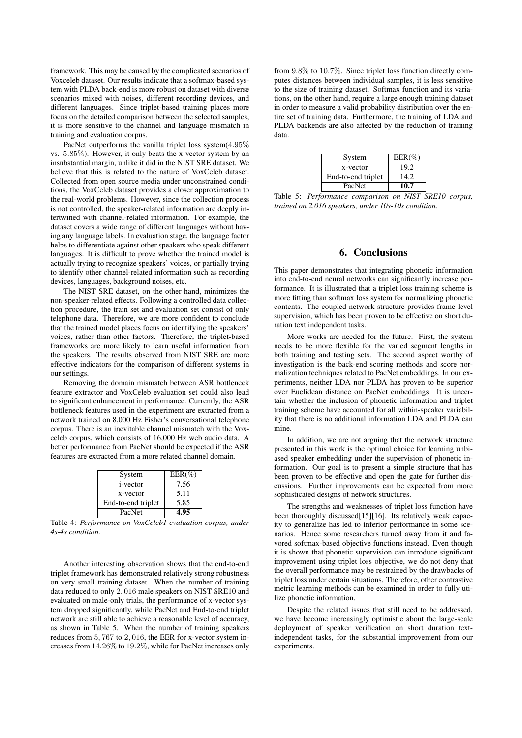framework. This may be caused by the complicated scenarios of Voxceleb dataset. Our results indicate that a softmax-based system with PLDA back-end is more robust on dataset with diverse scenarios mixed with noises, different recording devices, and different languages. Since triplet-based training places more focus on the detailed comparison between the selected samples, it is more sensitive to the channel and language mismatch in training and evaluation corpus.

PacNet outperforms the vanilla triplet loss system($4.95\%$ vs. $5.85\%$). However, it only beats the x-vector system by an insubstantial margin, unlike it did in the NIST SRE dataset. We believe that this is related to the nature of VoxCeleb dataset. Collected from open source media under unconstrained conditions, the VoxCeleb dataset provides a closer approximation to the real-world problems. However, since the collection process is not controlled, the speaker-related information are deeply intertwined with channel-related information. For example, the dataset covers a wide range of different languages without having any language labels. In evaluation stage, the language factor helps to differentiate against other speakers who speak different languages. It is difficult to prove whether the trained model is actually trying to recognize speakers' voices, or partially trying to identify other channel-related information such as recording devices, languages, background noises, etc.

The NIST SRE dataset, on the other hand, minimizes the non-speaker-related effects. Following a controlled data collection procedure, the train set and evaluation set consist of only telephone data. Therefore, we are more confident to conclude that the trained model places focus on identifying the speakers' voices, rather than other factors. Therefore, the triplet-based frameworks are more likely to learn useful information from the speakers. The results observed from NIST SRE are more effective indicators for the comparison of different systems in our settings.

Removing the domain mismatch between ASR bottleneck feature extractor and VoxCeleb evaluation set could also lead to significant enhancement in performance. Currently, the ASR bottleneck features used in the experiment are extracted from a network trained on 8,000 Hz Fisher's conversational telephone corpus. There is an inevitable channel mismatch with the Voxceleb corpus, which consists of 16,000 Hz web audio data. A better performance from PacNet should be expected if the ASR features are extracted from a more related channel domain.

| System | EER(%) |
|---|---|
| i-vector | 7.56 |
| x-vector | 5.11 |
| End-to-end triplet | 5.85 |
| PacNet | **4.95** |

Table 4: *Performance on VoxCeleb1 evaluation corpus, under 4s-4s condition.*

Another interesting observation shows that the end-to-end triplet framework has demonstrated relatively strong robustness on very small training dataset. When the number of training data reduced to only $2,016$ male speakers on NIST SRE10 and evaluated on male-only trials, the performance of x-vector system dropped significantly, while PacNet and End-to-end triplet network are still able to achieve a reasonable level of accuracy, as shown in Table 5. When the number of training speakers reduces from $5,767$ to $2,016$, the EER for x-vector system increases from $14.26\%$ to $19.2\%$, while for PacNet increases only from $9.8\%$ to $10.7\%$. Since triplet loss function directly computes distances between individual samples, it is less sensitive to the size of training dataset. Softmax function and its variations, on the other hand, require a large enough training dataset in order to measure a valid probability distribution over the entire set of training data. Furthermore, the training of LDA and PLDA backends are also affected by the reduction of training data.

| System | EER(%) |
|---|---|
| x-vector | 19.2 |
| End-to-end triplet | 14.2 |
| PacNet | **10.7** |

Table 5: *Performance comparison on NIST SRE10 corpus, trained on 2,016 speakers, under 10s-10s condition.*

# 6. Conclusions

This paper demonstrates that integrating phonetic information into end-to-end neural networks can significantly increase performance. It is illustrated that a triplet loss training scheme is more fitting than softmax loss system for normalizing phonetic contents. The coupled network structure provides frame-level supervision, which has been proven to be effective on short duration text independent tasks.

More works are needed for the future. First, the system needs to be more flexible for the varied segment lengths in both training and testing sets. The second aspect worthy of investigation is the back-end scoring methods and score normalization techniques related to PacNet embeddings. In our experiments, neither LDA nor PLDA has proven to be superior over Euclidean distance on PacNet embeddings. It is uncertain whether the inclusion of phonetic information and triplet training scheme have accounted for all within-speaker variability that there is no additional information LDA and PLDA can mine.

In addition, we are not arguing that the network structure presented in this work is the optimal choice for learning unbiased speaker embedding under the supervision of phonetic information. Our goal is to present a simple structure that has been proven to be effective and open the gate for further discussions. Further improvements can be expected from more sophisticated designs of network structures.

The strengths and weaknesses of triplet loss function have been thoroughly discussed[15][16]. Its relatively weak capacity to generalize has led to inferior performance in some scenarios. Hence some researchers turned away from it and favored softmax-based objective functions instead. Even though it is shown that phonetic supervision can introduce significant improvement using triplet loss objective, we do not deny that the overall performance may be restrained by the drawbacks of triplet loss under certain situations. Therefore, other contrastive metric learning methods can be examined in order to fully utilize phonetic information.

Despite the related issues that still need to be addressed, we have become increasingly optimistic about the large-scale deployment of speaker verification on short duration text-independent tasks, for the substantial improvement from our experiments.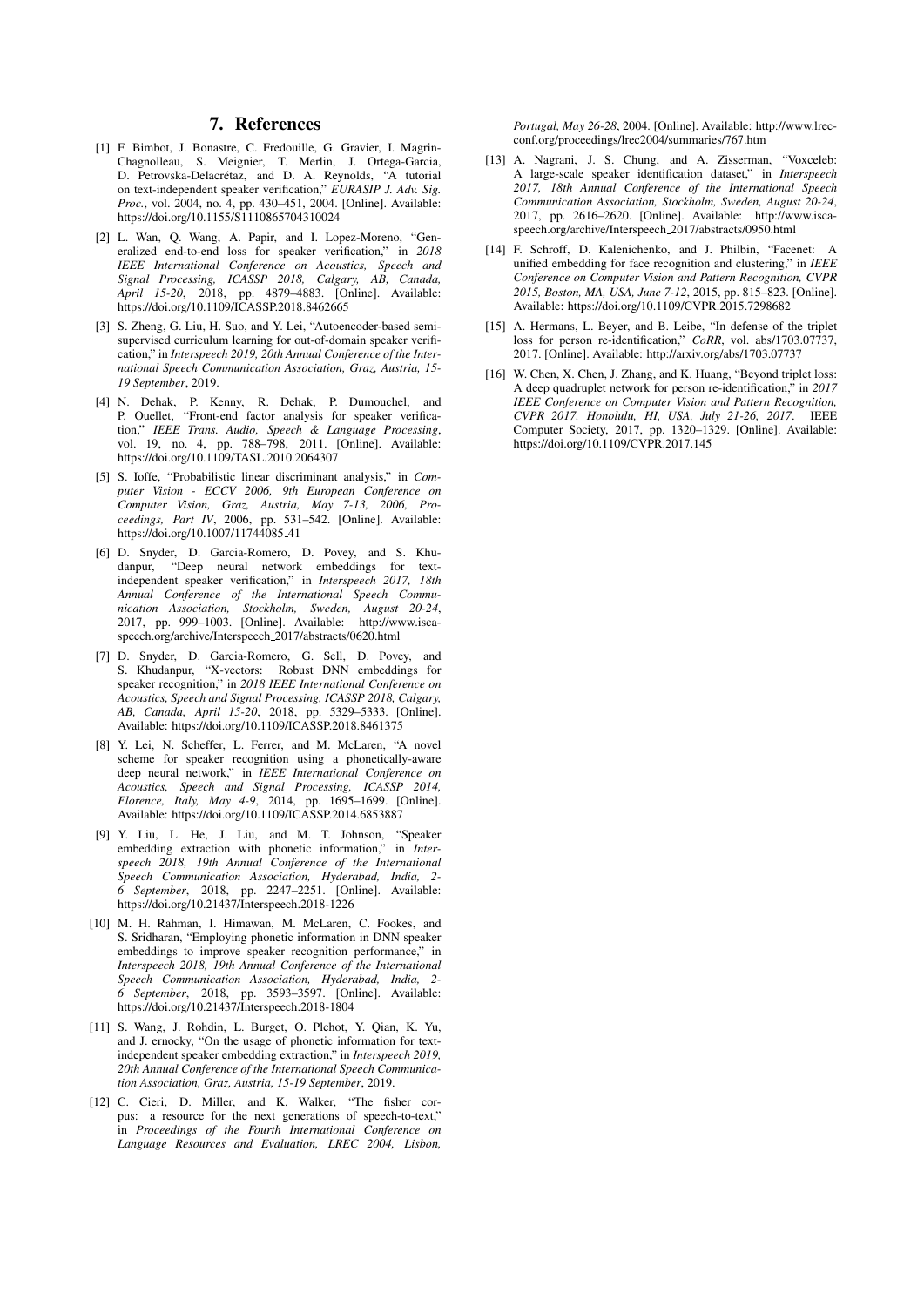## 7. References

[1] F. Bimbot, J. Bonastre, C. Fredouille, G. Gravier, I. Magrin-Chagnolleau, S. Meignier, T. Merlin, J. Ortega-Garcia, D. Petrovska-Delacrétaz, and D. A. Reynolds, "A tutorial on text-independent speaker verification," *EURASIP J. Adv. Sig. Proc.*, vol. 2004, no. 4, pp. 430–451, 2004. [Online]. Available: https://doi.org/10.1155/S1110865704310024

[2] L. Wan, Q. Wang, A. Papir, and I. Lopez-Moreno, "Generalized end-to-end loss for speaker verification," in *2018 IEEE International Conference on Acoustics, Speech and Signal Processing, ICASSP 2018, Calgary, AB, Canada, April 15-20*, 2018, pp. 4879–4883. [Online]. Available: https://doi.org/10.1109/ICASSP.2018.8462665

[3] S. Zheng, G. Liu, H. Suo, and Y. Lei, "Autoencoder-based semi-supervised curriculum learning for out-of-domain speaker verification," in *Interspeech 2019, 20th Annual Conference of the International Speech Communication Association, Graz, Austria, 15-19 September*, 2019.

[4] N. Dehak, P. Kenny, R. Dehak, P. Dumouchel, and P. Ouellet, "Front-end factor analysis for speaker verification," *IEEE Trans. Audio, Speech & Language Processing*, vol. 19, no. 4, pp. 788–798, 2011. [Online]. Available: https://doi.org/10.1109/TASL.2010.2064307

[5] S. Ioffe, "Probabilistic linear discriminant analysis," in *Computer Vision - ECCV 2006, 9th European Conference on Computer Vision, Graz, Austria, May 7-13, 2006, Proceedings, Part IV*, 2006, pp. 531–542. [Online]. Available: https://doi.org/10.1007/11744085_41

[6] D. Snyder, D. Garcia-Romero, D. Povey, and S. Khudanpur, "Deep neural network embeddings for text-independent speaker verification," in *Interspeech 2017, 18th Annual Conference of the International Speech Communication Association, Stockholm, Sweden, August 20-24*, 2017, pp. 999–1003. [Online]. Available: http://www.isca-speech.org/archive/Interspeech_2017/abstracts/0620.html

[7] D. Snyder, D. Garcia-Romero, G. Sell, D. Povey, and S. Khudanpur, "X-vectors: Robust DNN embeddings for speaker recognition," in *2018 IEEE International Conference on Acoustics, Speech and Signal Processing, ICASSP 2018, Calgary, AB, Canada, April 15-20*, 2018, pp. 5329–5333. [Online]. Available: https://doi.org/10.1109/ICASSP.2018.8461375

[8] Y. Lei, N. Scheffer, L. Ferrer, and M. McLaren, "A novel scheme for speaker recognition using a phonetically-aware deep neural network," in *IEEE International Conference on Acoustics, Speech and Signal Processing, ICASSP 2014, Florence, Italy, May 4-9*, 2014, pp. 1695–1699. [Online]. Available: https://doi.org/10.1109/ICASSP.2014.6853887

[9] Y. Liu, L. He, J. Liu, and M. T. Johnson, "Speaker embedding extraction with phonetic information," in *Interspeech 2018, 19th Annual Conference of the International Speech Communication Association, Hyderabad, India, 2-6 September*, 2018, pp. 2247–2251. [Online]. Available: https://doi.org/10.21437/Interspeech.2018-1226

[10] M. H. Rahman, I. Himawan, M. McLaren, C. Fookes, and S. Sridharan, "Employing phonetic information in DNN speaker embeddings to improve speaker recognition performance," in *Interspeech 2018, 19th Annual Conference of the International Speech Communication Association, Hyderabad, India, 2-6 September*, 2018, pp. 3593–3597. [Online]. Available: https://doi.org/10.21437/Interspeech.2018-1804

[11] S. Wang, J. Rohdin, L. Burget, O. Plchot, Y. Qian, K. Yu, and J. ernocky, "On the usage of phonetic information for text-independent speaker embedding extraction," in *Interspeech 2019, 20th Annual Conference of the International Speech Communication Association, Graz, Austria, 15-19 September*, 2019.

[12] C. Cieri, D. Miller, and K. Walker, "The fisher corpus: a resource for the next generations of speech-to-text," in *Proceedings of the Fourth International Conference on Language Resources and Evaluation, LREC 2004, Lisbon, Portugal, May 26-28*, 2004. [Online]. Available: http://www.lrec-conf.org/proceedings/lrec2004/summaries/767.htm

[13] A. Nagrani, J. S. Chung, and A. Zisserman, "Voxceleb: A large-scale speaker identification dataset," in *Interspeech 2017, 18th Annual Conference of the International Speech Communication Association, Stockholm, Sweden, August 20-24*, 2017, pp. 2616–2620. [Online]. Available: http://www.isca-speech.org/archive/Interspeech_2017/abstracts/0950.html

[14] F. Schroff, D. Kalenichenko, and J. Philbin, "Facenet: A unified embedding for face recognition and clustering," in *IEEE Conference on Computer Vision and Pattern Recognition, CVPR 2015, Boston, MA, USA, June 7-12*, 2015, pp. 815–823. [Online]. Available: https://doi.org/10.1109/CVPR.2015.7298682

[15] A. Hermans, L. Beyer, and B. Leibe, "In defense of the triplet loss for person re-identification," *CoRR*, vol. abs/1703.07737, 2017. [Online]. Available: http://arxiv.org/abs/1703.07737

[16] W. Chen, X. Chen, J. Zhang, and K. Huang, "Beyond triplet loss: A deep quadruplet network for person re-identification," in *2017 IEEE Conference on Computer Vision and Pattern Recognition, CVPR 2017, Honolulu, HI, USA, July 21-26, 2017*. IEEE Computer Society, 2017, pp. 1320–1329. [Online]. Available: https://doi.org/10.1109/CVPR.2017.145